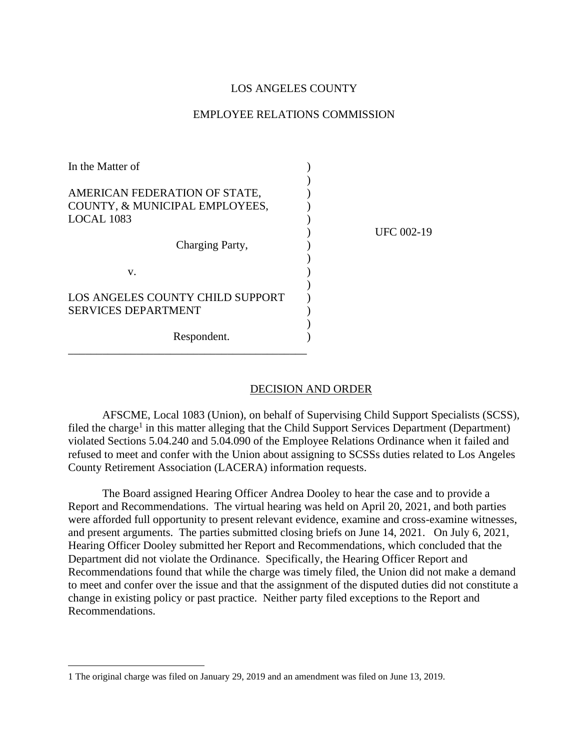LOS ANGELES COUNTY

EMPLOYEE RELATIONS COMMISSION

| | | |
|---|---|---|
| In the Matter of | ) | |
| | ) | |
| AMERICAN FEDERATION OF STATE, COUNTY, & MUNICIPAL EMPLOYEES, LOCAL 1083 | ) | |
| | ) | UFC 002-19 |
| Charging Party, | ) | |
| | ) | |
| v. | ) | |
| | ) | |
| LOS ANGELES COUNTY CHILD SUPPORT SERVICES DEPARTMENT | ) | |
| | ) | |
| Respondent. | ) | |

## DECISION AND ORDER

AFSCME, Local 1083 (Union), on behalf of Supervising Child Support Specialists (SCSS), filed the charge[1] in this matter alleging that the Child Support Services Department (Department) violated Sections 5.04.240 and 5.04.090 of the Employee Relations Ordinance when it failed and refused to meet and confer with the Union about assigning to SCSSs duties related to Los Angeles County Retirement Association (LACERA) information requests.

The Board assigned Hearing Officer Andrea Dooley to hear the case and to provide a Report and Recommendations. The virtual hearing was held on April 20, 2021, and both parties were afforded full opportunity to present relevant evidence, examine and cross-examine witnesses, and present arguments. The parties submitted closing briefs on June 14, 2021. On July 6, 2021, Hearing Officer Dooley submitted her Report and Recommendations, which concluded that the Department did not violate the Ordinance. Specifically, the Hearing Officer Report and Recommendations found that while the charge was timely filed, the Union did not make a demand to meet and confer over the issue and that the assignment of the disputed duties did not constitute a change in existing policy or past practice. Neither party filed exceptions to the Report and Recommendations.

---

[1] The original charge was filed on January 29, 2019 and an amendment was filed on June 13, 2019.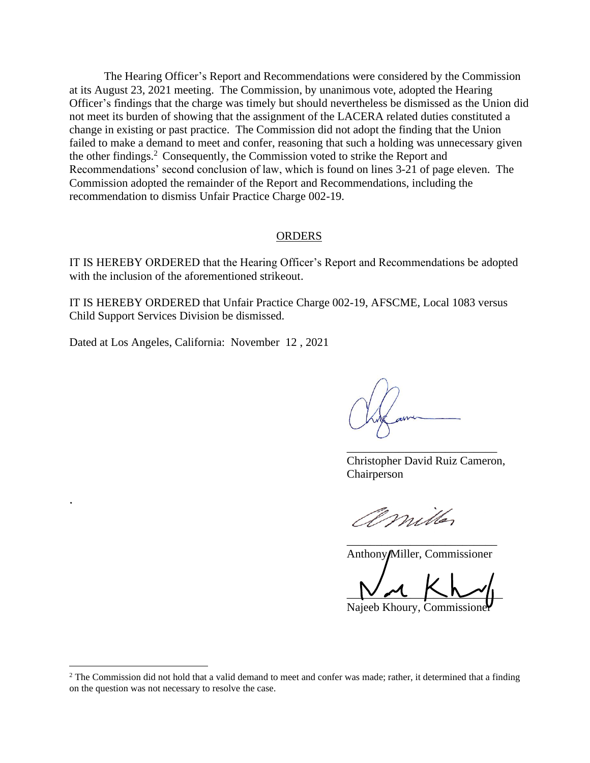The Hearing Officer's Report and Recommendations were considered by the Commission at its August 23, 2021 meeting. The Commission, by unanimous vote, adopted the Hearing Officer's findings that the charge was timely but should nevertheless be dismissed as the Union did not meet its burden of showing that the assignment of the LACERA related duties constituted a change in existing or past practice. The Commission did not adopt the finding that the Union failed to make a demand to meet and confer, reasoning that such a holding was unnecessary given the other findings.[2] Consequently, the Commission voted to strike the Report and Recommendations' second conclusion of law, which is found on lines 3-21 of page eleven. The Commission adopted the remainder of the Report and Recommendations, including the recommendation to dismiss Unfair Practice Charge 002-19.

## ORDERS

IT IS HEREBY ORDERED that the Hearing Officer's Report and Recommendations be adopted with the inclusion of the aforementioned strikeout.

IT IS HEREBY ORDERED that Unfair Practice Charge 002-19, AFSCME, Local 1083 versus Child Support Services Division be dismissed.

Dated at Los Angeles, California: November 12 , 2021

Christopher David Ruiz Cameron,
Chairperson

Anthony Miller, Commissioner

Najeeb Khoury, Commissioner

---

[2] The Commission did not hold that a valid demand to meet and confer was made; rather, it determined that a finding on the question was not necessary to resolve the case.